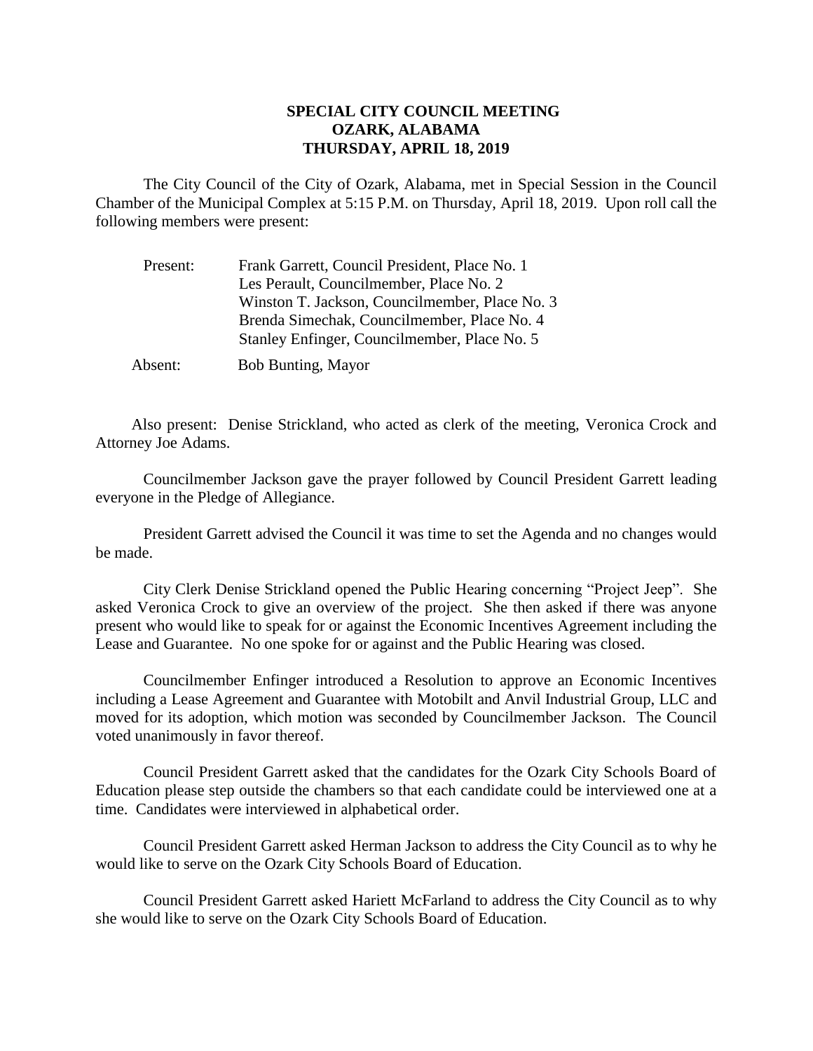# SPECIAL CITY COUNCIL MEETING
## OZARK, ALABAMA
## THURSDAY, APRIL 18, 2019

The City Council of the City of Ozark, Alabama, met in Special Session in the Council Chamber of the Municipal Complex at 5:15 P.M. on Thursday, April 18, 2019. Upon roll call the following members were present:

| | |
|---|---|
| Present: | Frank Garrett, Council President, Place No. 1 |
| | Les Perault, Councilmember, Place No. 2 |
| | Winston T. Jackson, Councilmember, Place No. 3 |
| | Brenda Simechak, Councilmember, Place No. 4 |
| | Stanley Enfinger, Councilmember, Place No. 5 |
| Absent: | Bob Bunting, Mayor |

Also present: Denise Strickland, who acted as clerk of the meeting, Veronica Crock and Attorney Joe Adams.

Councilmember Jackson gave the prayer followed by Council President Garrett leading everyone in the Pledge of Allegiance.

President Garrett advised the Council it was time to set the Agenda and no changes would be made.

City Clerk Denise Strickland opened the Public Hearing concerning "Project Jeep". She asked Veronica Crock to give an overview of the project. She then asked if there was anyone present who would like to speak for or against the Economic Incentives Agreement including the Lease and Guarantee. No one spoke for or against and the Public Hearing was closed.

Councilmember Enfinger introduced a Resolution to approve an Economic Incentives including a Lease Agreement and Guarantee with Motobilt and Anvil Industrial Group, LLC and moved for its adoption, which motion was seconded by Councilmember Jackson. The Council voted unanimously in favor thereof.

Council President Garrett asked that the candidates for the Ozark City Schools Board of Education please step outside the chambers so that each candidate could be interviewed one at a time. Candidates were interviewed in alphabetical order.

Council President Garrett asked Herman Jackson to address the City Council as to why he would like to serve on the Ozark City Schools Board of Education.

Council President Garrett asked Hariett McFarland to address the City Council as to why she would like to serve on the Ozark City Schools Board of Education.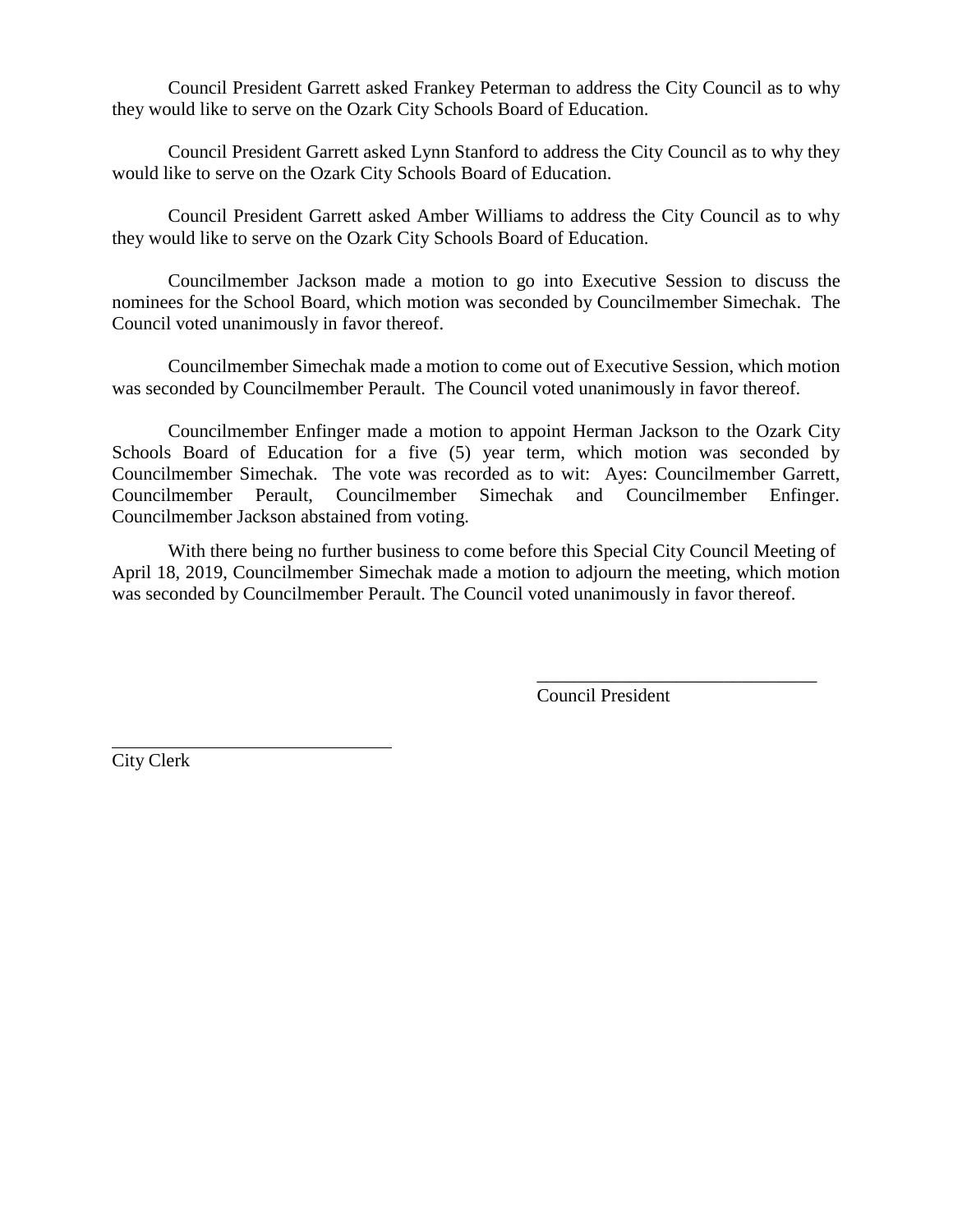Council President Garrett asked Frankey Peterman to address the City Council as to why they would like to serve on the Ozark City Schools Board of Education.

Council President Garrett asked Lynn Stanford to address the City Council as to why they would like to serve on the Ozark City Schools Board of Education.

Council President Garrett asked Amber Williams to address the City Council as to why they would like to serve on the Ozark City Schools Board of Education.

Councilmember Jackson made a motion to go into Executive Session to discuss the nominees for the School Board, which motion was seconded by Councilmember Simechak. The Council voted unanimously in favor thereof.

Councilmember Simechak made a motion to come out of Executive Session, which motion was seconded by Councilmember Perault. The Council voted unanimously in favor thereof.

Councilmember Enfinger made a motion to appoint Herman Jackson to the Ozark City Schools Board of Education for a five (5) year term, which motion was seconded by Councilmember Simechak. The vote was recorded as to wit: Ayes: Councilmember Garrett, Councilmember Perault, Councilmember Simechak and Councilmember Enfinger. Councilmember Jackson abstained from voting.

With there being no further business to come before this Special City Council Meeting of April 18, 2019, Councilmember Simechak made a motion to adjourn the meeting, which motion was seconded by Councilmember Perault. The Council voted unanimously in favor thereof.

\_\_\_\_\_\_\_\_\_\_\_\_\_\_\_\_\_\_\_\_\_\_\_\_\_\_\_\_\_\_
Council President

\_\_\_\_\_\_\_\_\_\_\_\_\_\_\_\_\_\_\_\_\_\_\_\_\_\_\_\_\_\_
City Clerk